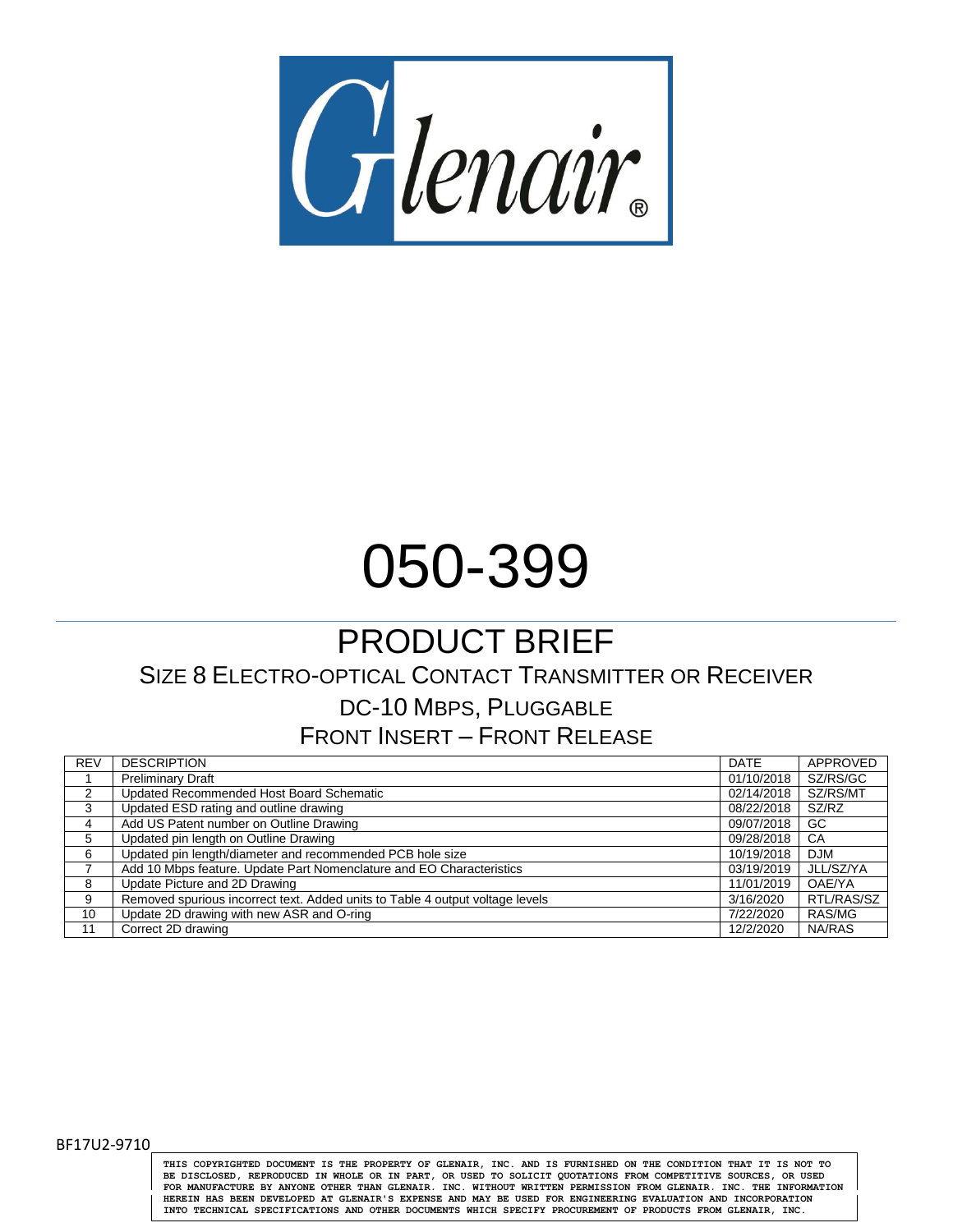Glenair®

# 050-399

## PRODUCT BRIEF

### SIZE 8 ELECTRO-OPTICAL CONTACT TRANSMITTER OR RECEIVER

### DC-10 MBPS, PLUGGABLE

### FRONT INSERT – FRONT RELEASE

| REV | DESCRIPTION | DATE | APPROVED |
|---|---|---|---|
| 1 | Preliminary Draft | 01/10/2018 | SZ/RS/GC |
| 2 | Updated Recommended Host Board Schematic | 02/14/2018 | SZ/RS/MT |
| 3 | Updated ESD rating and outline drawing | 08/22/2018 | SZ/RZ |
| 4 | Add US Patent number on Outline Drawing | 09/07/2018 | GC |
| 5 | Updated pin length on Outline Drawing | 09/28/2018 | CA |
| 6 | Updated pin length/diameter and recommended PCB hole size | 10/19/2018 | DJM |
| 7 | Add 10 Mbps feature. Update Part Nomenclature and EO Characteristics | 03/19/2019 | JLL/SZ/YA |
| 8 | Update Picture and 2D Drawing | 11/01/2019 | OAE/YA |
| 9 | Removed spurious incorrect text. Added units to Table 4 output voltage levels | 3/16/2020 | RTL/RAS/SZ |
| 10 | Update 2D drawing with new ASR and O-ring | 7/22/2020 | RAS/MG |
| 11 | Correct 2D drawing | 12/2/2020 | NA/RAS |

BF17U2-9710

THIS COPYRIGHTED DOCUMENT IS THE PROPERTY OF GLENAIR, INC. AND IS FURNISHED ON THE CONDITION THAT IT IS NOT TO BE DISCLOSED, REPRODUCED IN WHOLE OR IN PART, OR USED TO SOLICIT QUOTATIONS FROM COMPETITIVE SOURCES, OR USED FOR MANUFACTURE BY ANYONE OTHER THAN GLENAIR. INC. WITHOUT WRITTEN PERMISSION FROM GLENAIR. INC. THE INFORMATION HEREIN HAS BEEN DEVELOPED AT GLENAIR'S EXPENSE AND MAY BE USED FOR ENGINEERING EVALUATION AND INCORPORATION INTO TECHNICAL SPECIFICATIONS AND OTHER DOCUMENTS WHICH SPECIFY PROCUREMENT OF PRODUCTS FROM GLENAIR, INC.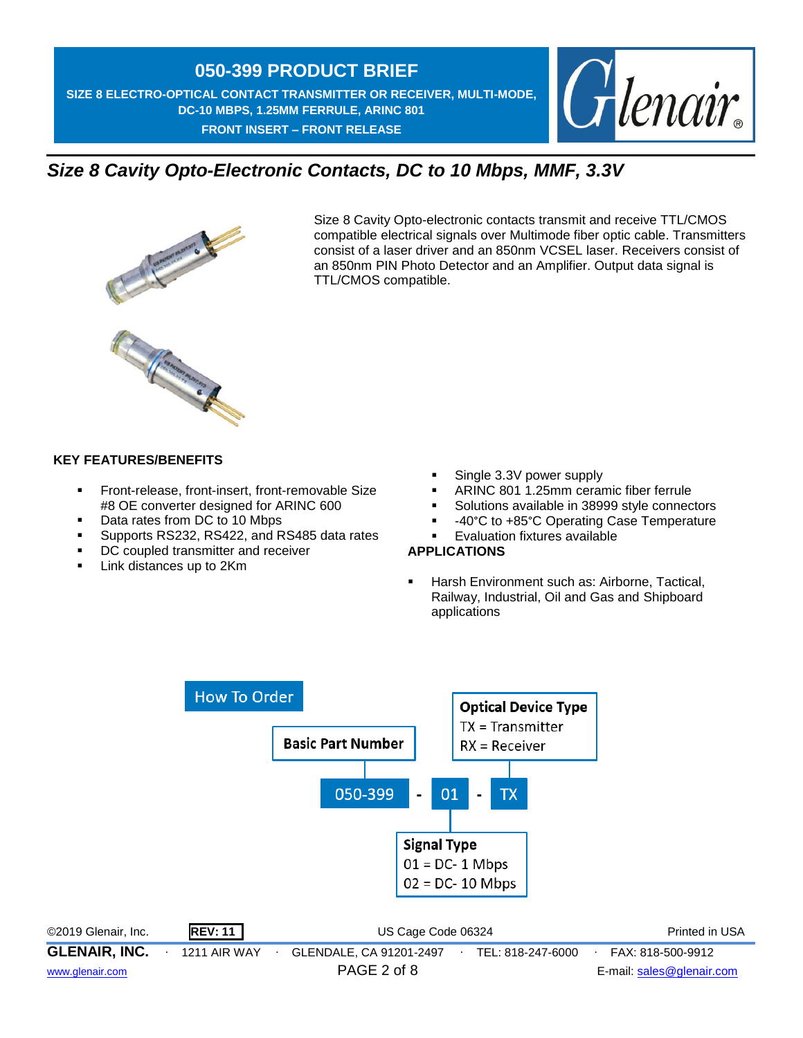# 050-399 PRODUCT BRIEF

**SIZE 8 ELECTRO-OPTICAL CONTACT TRANSMITTER OR RECEIVER, MULTI-MODE, DC-10 MBPS, 1.25MM FERRULE, ARINC 801**

**FRONT INSERT – FRONT RELEASE**

## *Size 8 Cavity Opto-Electronic Contacts, DC to 10 Mbps, MMF, 3.3V*

Size 8 Cavity Opto-electronic contacts transmit and receive TTL/CMOS compatible electrical signals over Multimode fiber optic cable. Transmitters consist of a laser driver and an 850nm VCSEL laser. Receivers consist of an 850nm PIN Photo Detector and an Amplifier. Output data signal is TTL/CMOS compatible.

### KEY FEATURES/BENEFITS

- Front-release, front-insert, front-removable Size #8 OE converter designed for ARINC 600
- Data rates from DC to 10 Mbps
- Supports RS232, RS422, and RS485 data rates
- DC coupled transmitter and receiver
- Link distances up to 2Km
- Single 3.3V power supply
- ARINC 801 1.25mm ceramic fiber ferrule
- Solutions available in 38999 style connectors
- -40°C to +85°C Operating Case Temperature
- Evaluation fixtures available

### APPLICATIONS

- Harsh Environment such as: Airborne, Tactical, Railway, Industrial, Oil and Gas and Shipboard applications

### How To Order

050-399 - 01 - TX

- **Basic Part Number**: 050-399
- **Signal Type**:
  - 01 = DC- 1 Mbps
  - 02 = DC- 10 Mbps
- **Optical Device Type**:
  - TX = Transmitter
  - RX = Receiver

©2019 Glenair, Inc. REV: 11 US Cage Code 06324 Printed in USA

GLENAIR, INC. · 1211 AIR WAY · GLENDALE, CA 91201-2497 · TEL: 818-247-6000 · FAX: 818-500-9912

www.glenair.com E-mail: sales@glenair.com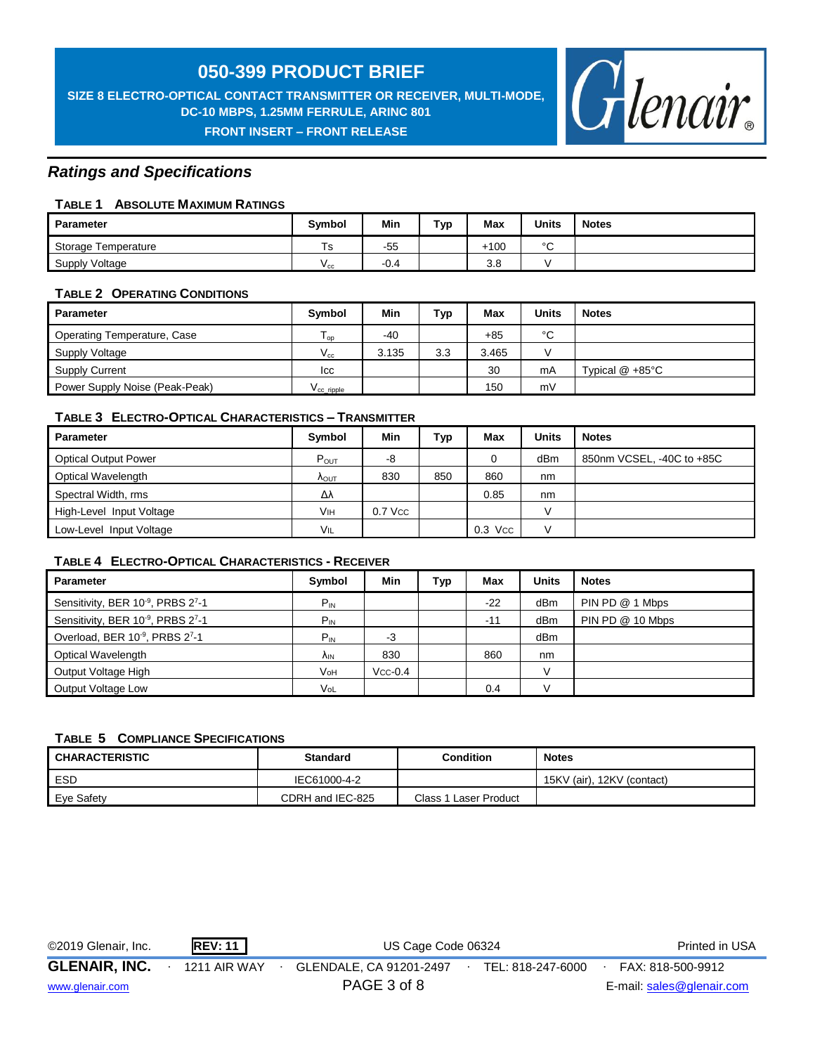## Ratings and Specifications

### TABLE 1 ABSOLUTE MAXIMUM RATINGS

| Parameter | Symbol | Min | Typ | Max | Units | Notes |
|---|---|---|---|---|---|---|
| Storage Temperature | Ts | -55 | | +100 | °C | |
| Supply Voltage | $V_{cc}$ | -0.4 | | 3.8 | V | |

### TABLE 2 OPERATING CONDITIONS

| Parameter | Symbol | Min | Typ | Max | Units | Notes |
|---|---|---|---|---|---|---|
| Operating Temperature, Case | $T_{op}$ | -40 | | +85 | °C | |
| Supply Voltage | $V_{cc}$ | 3.135 | 3.3 | 3.465 | V | |
| Supply Current | Icc | | | 30 | mA | Typical @ +85°C |
| Power Supply Noise (Peak-Peak) | $V_{cc\_ripple}$ | | | 150 | mV | |

### TABLE 3 ELECTRO-OPTICAL CHARACTERISTICS – TRANSMITTER

| Parameter | Symbol | Min | Typ | Max | Units | Notes |
|---|---|---|---|---|---|---|
| Optical Output Power | $P_{OUT}$ | -8 | | 0 | dBm | 850nm VCSEL, -40C to +85C |
| Optical Wavelength | $\lambda_{OUT}$ | 830 | 850 | 860 | nm | |
| Spectral Width, rms | Δλ | | | 0.85 | nm | |
| High-Level Input Voltage | $V_{IH}$ | 0.7 Vcc | | | V | |
| Low-Level Input Voltage | $V_{IL}$ | | | 0.3 Vcc | V | |

### TABLE 4 ELECTRO-OPTICAL CHARACTERISTICS - RECEIVER

| Parameter | Symbol | Min | Typ | Max | Units | Notes |
|---|---|---|---|---|---|---|
| Sensitivity, BER $10^{-9}$, PRBS $2^7$-1 | $P_{IN}$ | | | -22 | dBm | PIN PD @ 1 Mbps |
| Sensitivity, BER $10^{-9}$, PRBS $2^7$-1 | $P_{IN}$ | | | -11 | dBm | PIN PD @ 10 Mbps |
| Overload, BER $10^{-9}$, PRBS $2^7$-1 | $P_{IN}$ | -3 | | | dBm | |
| Optical Wavelength | $\lambda_{IN}$ | 830 | | 860 | nm | |
| Output Voltage High | $V_{OH}$ | Vcc-0.4 | | | V | |
| Output Voltage Low | $V_{OL}$ | | | 0.4 | V | |

### TABLE 5 COMPLIANCE SPECIFICATIONS

| CHARACTERISTIC | Standard | Condition | Notes |
|---|---|---|---|
| ESD | IEC61000-4-2 | | 15KV (air), 12KV (contact) |
| Eye Safety | CDRH and IEC-825 | Class 1 Laser Product | |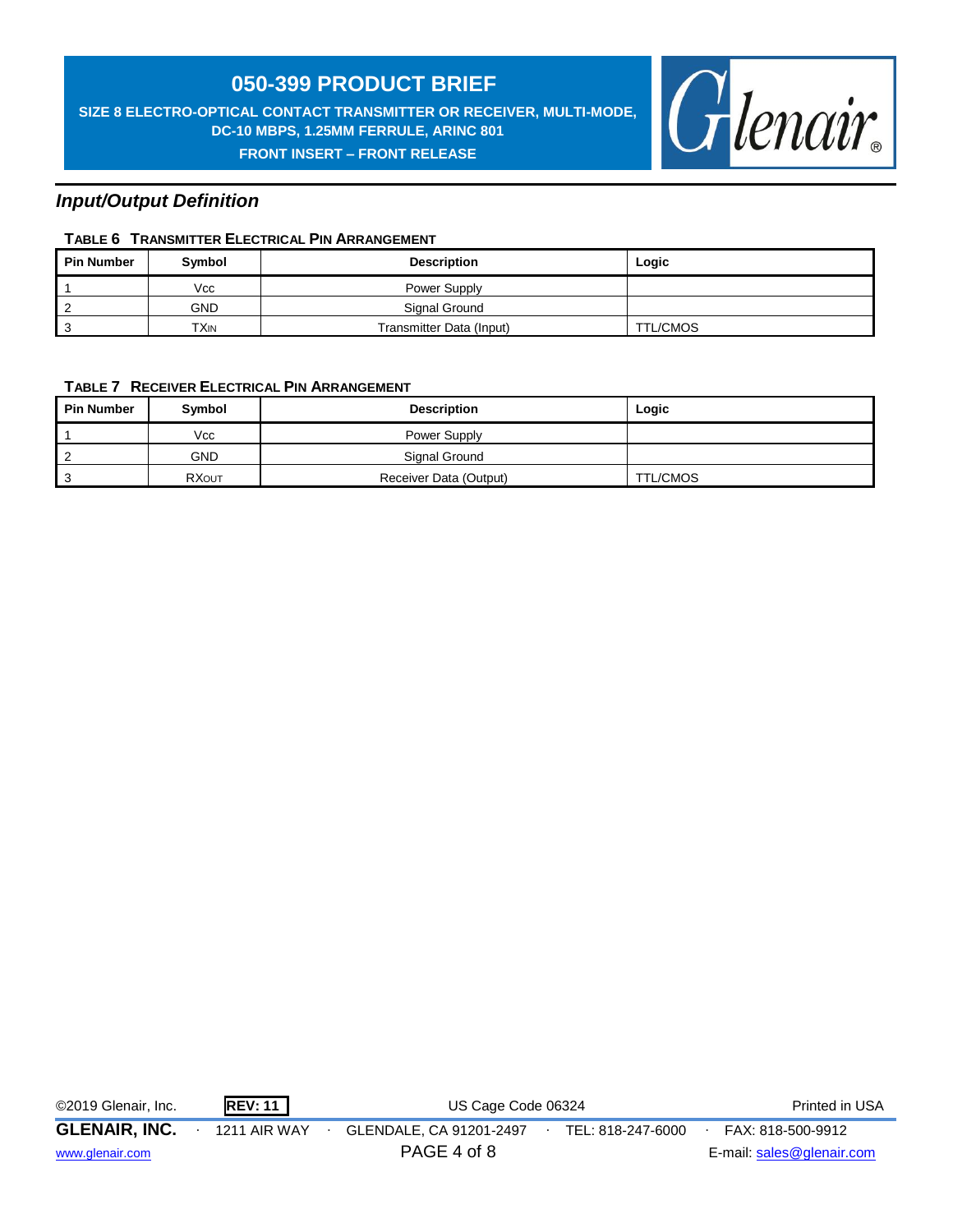## Input/Output Definition

**TABLE 6 TRANSMITTER ELECTRICAL PIN ARRANGEMENT**

| Pin Number | Symbol | Description | Logic |
|---|---|---|---|
| 1 | Vcc | Power Supply | |
| 2 | GND | Signal Ground | |
| 3 | TXIN | Transmitter Data (Input) | TTL/CMOS |

**TABLE 7 RECEIVER ELECTRICAL PIN ARRANGEMENT**

| Pin Number | Symbol | Description | Logic |
|---|---|---|---|
| 1 | Vcc | Power Supply | |
| 2 | GND | Signal Ground | |
| 3 | RXOUT | Receiver Data (Output) | TTL/CMOS |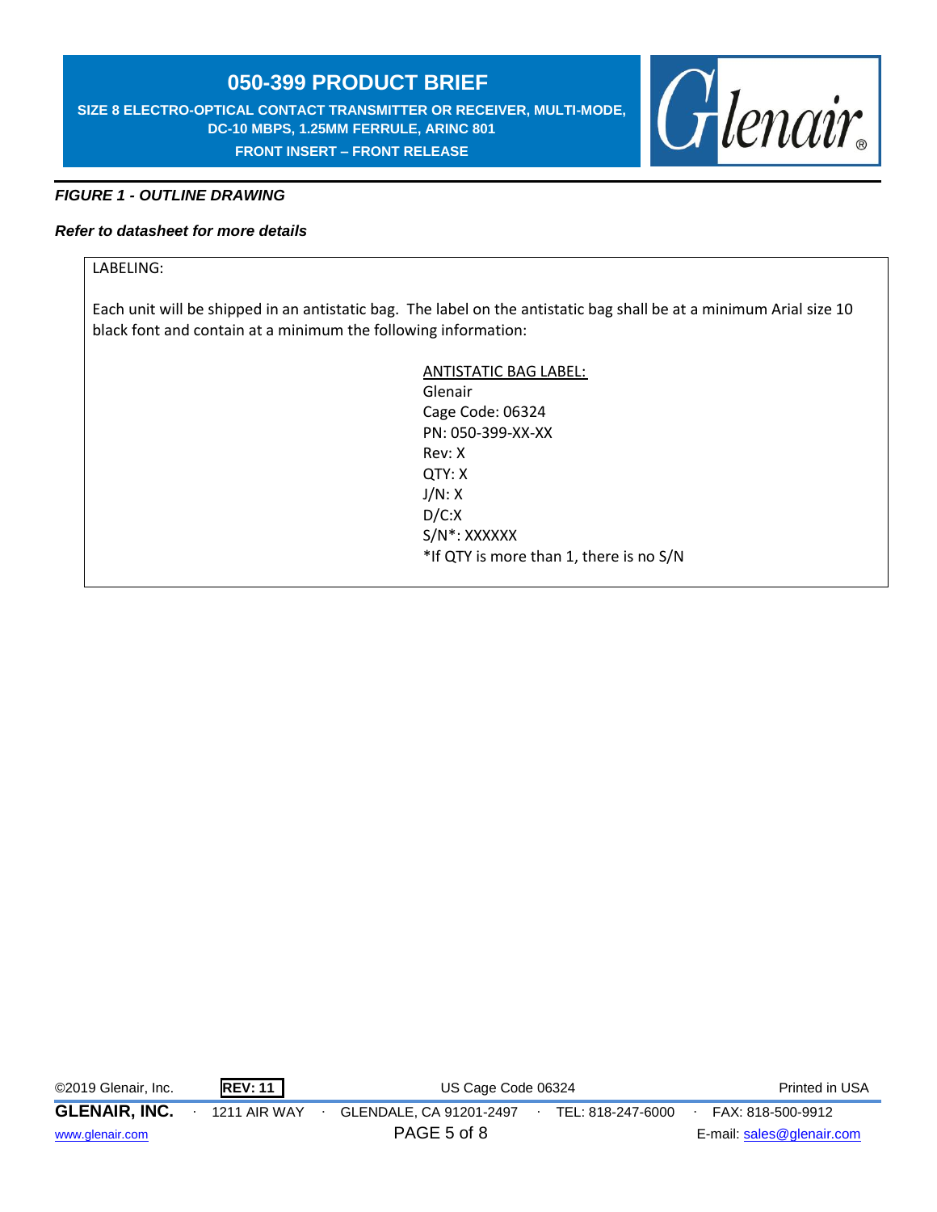*FIGURE 1 - OUTLINE DRAWING*

***Refer to datasheet for more details***

LABELING:

Each unit will be shipped in an antistatic bag. The label on the antistatic bag shall be at a minimum Arial size 10 black font and contain at a minimum the following information:

<u>ANTISTATIC BAG LABEL:</u>
Glenair
Cage Code: 06324
PN: 050-399-XX-XX
Rev: X
QTY: X
J/N: X
D/C:X
S/N*: XXXXXX
*If QTY is more than 1, there is no S/N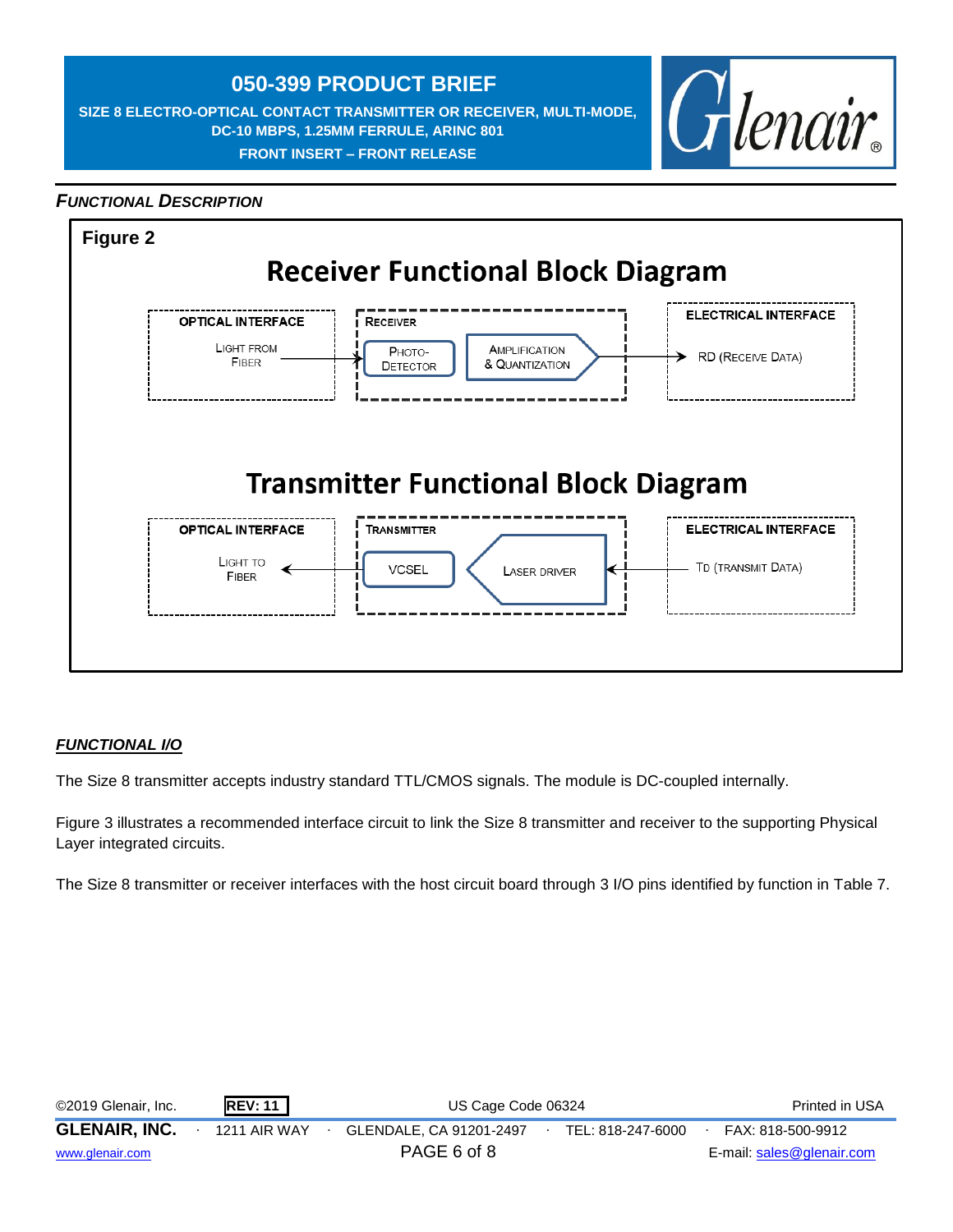### *FUNCTIONAL DESCRIPTION*

**Figure 2**

**Receiver Functional Block Diagram**

OPTICAL INTERFACE: LIGHT FROM FIBER → RECEIVER: PHOTO-DETECTOR → AMPLIFICATION & QUANTIZATION → ELECTRICAL INTERFACE: RD (RECEIVE DATA)

**Transmitter Functional Block Diagram**

ELECTRICAL INTERFACE: TD (TRANSMIT DATA) → TRANSMITTER: LASER DRIVER → VCSEL → OPTICAL INTERFACE: LIGHT TO FIBER

### ***FUNCTIONAL I/O***

The Size 8 transmitter accepts industry standard TTL/CMOS signals. The module is DC-coupled internally.

Figure 3 illustrates a recommended interface circuit to link the Size 8 transmitter and receiver to the supporting Physical Layer integrated circuits.

The Size 8 transmitter or receiver interfaces with the host circuit board through 3 I/O pins identified by function in Table 7.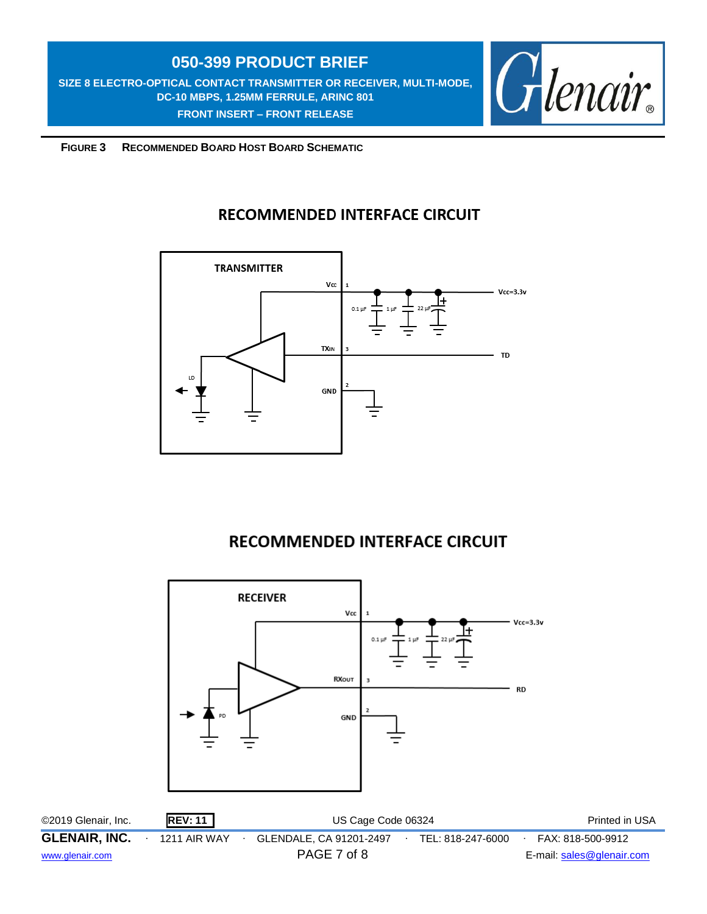**FIGURE 3 RECOMMENDED BOARD HOST BOARD SCHEMATIC**

## RECOMMENDED INTERFACE CIRCUIT

TRANSMITTER

Vcc 1 — 0.1 µF, 1 µF, 22 µF — Vcc=3.3v

TXIN 3 — TD

GND 2

LD

## RECOMMENDED INTERFACE CIRCUIT

RECEIVER

Vcc 1 — 0.1 µF, 1 µF, 22 µF — Vcc=3.3v

RXOUT 3 — RD

GND 2

PD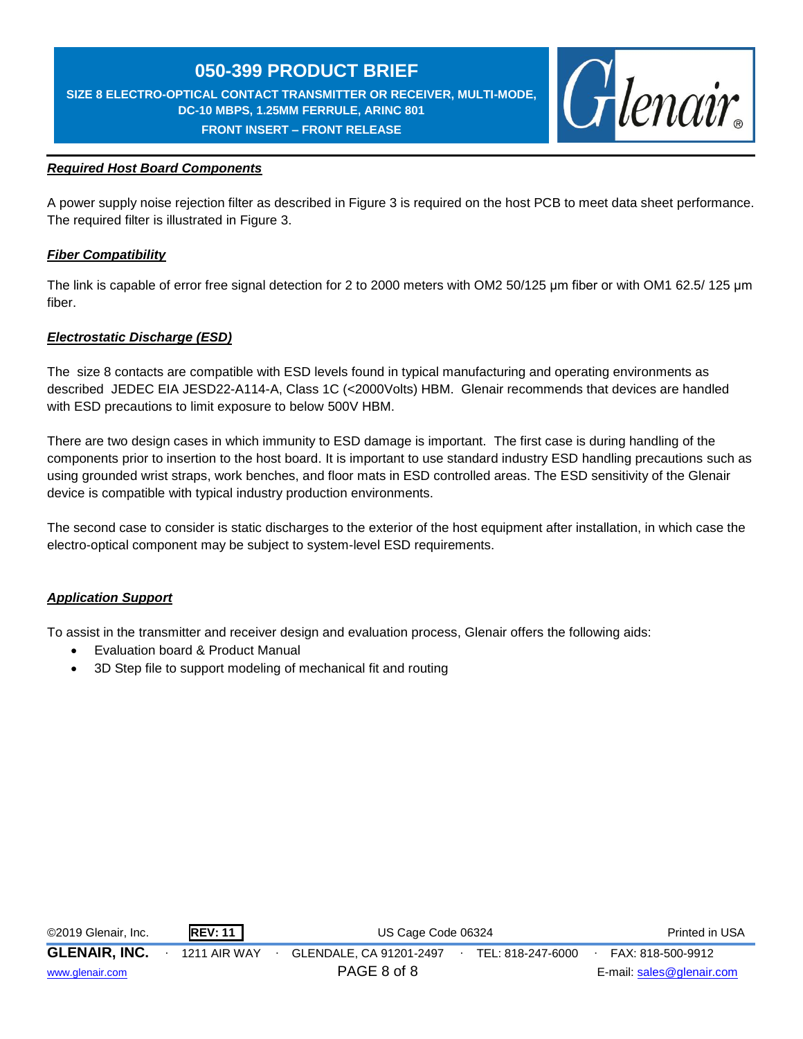### *Required Host Board Components*

A power supply noise rejection filter as described in Figure 3 is required on the host PCB to meet data sheet performance. The required filter is illustrated in Figure 3.

### *Fiber Compatibility*

The link is capable of error free signal detection for 2 to 2000 meters with OM2 50/125 µm fiber or with OM1 62.5/ 125 µm fiber.

### *Electrostatic Discharge (ESD)*

The size 8 contacts are compatible with ESD levels found in typical manufacturing and operating environments as described JEDEC EIA JESD22-A114-A, Class 1C (<2000Volts) HBM. Glenair recommends that devices are handled with ESD precautions to limit exposure to below 500V HBM.

There are two design cases in which immunity to ESD damage is important. The first case is during handling of the components prior to insertion to the host board. It is important to use standard industry ESD handling precautions such as using grounded wrist straps, work benches, and floor mats in ESD controlled areas. The ESD sensitivity of the Glenair device is compatible with typical industry production environments.

The second case to consider is static discharges to the exterior of the host equipment after installation, in which case the electro-optical component may be subject to system-level ESD requirements.

### *Application Support*

To assist in the transmitter and receiver design and evaluation process, Glenair offers the following aids:

- Evaluation board & Product Manual
- 3D Step file to support modeling of mechanical fit and routing